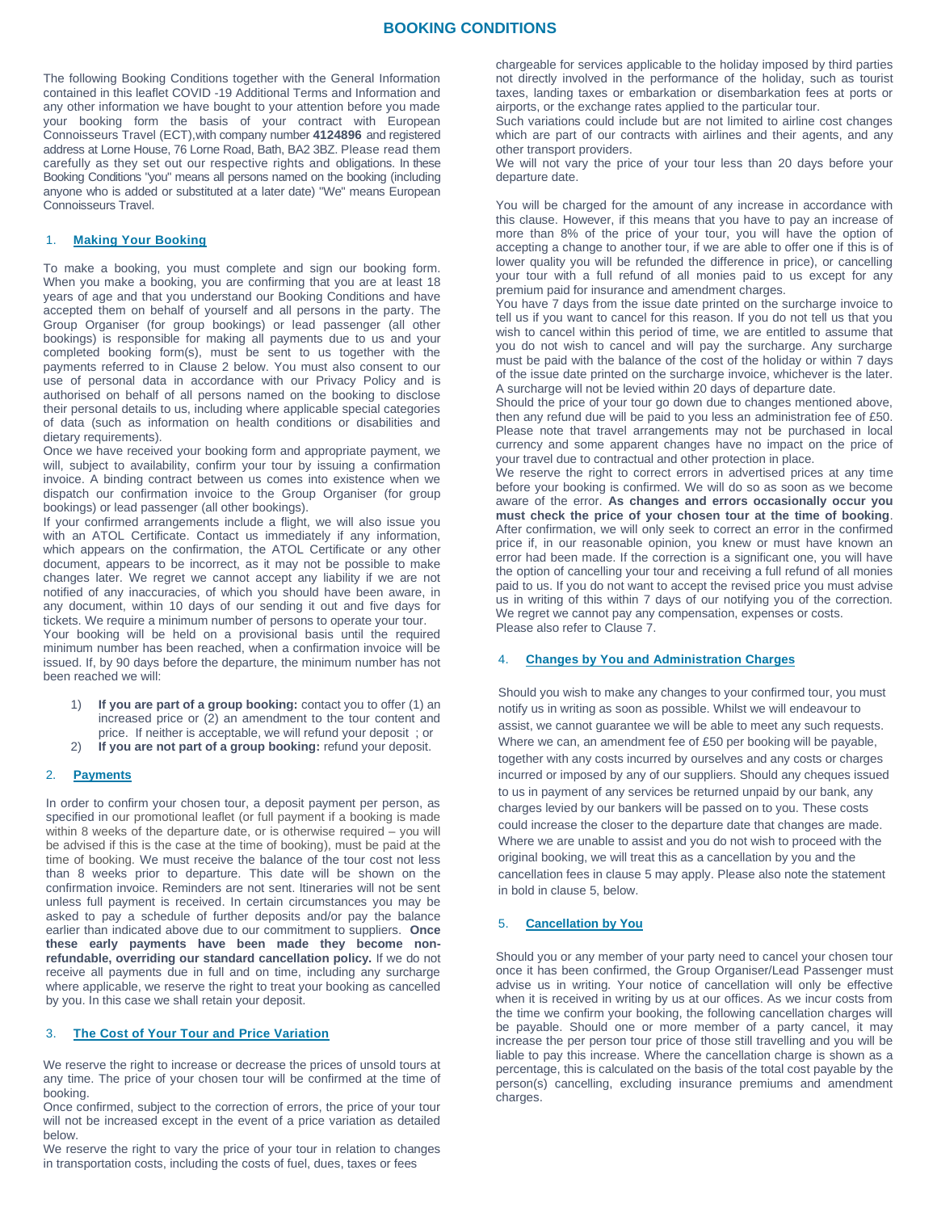# BOOKING CONDITIONS

The following Booking Conditions together with the General Information contained in this leaflet COVID -19 Additional Terms and Information and any other information we have bought to your attention before you made your booking form the basis of your contract with European Connoisseurs Travel (ECT),with company number **4124896** and registered address at Lorne House, 76 Lorne Road, Bath, BA2 3BZ. Please read them carefully as they set out our respective rights and obligations. In these Booking Conditions "you" means all persons named on the booking (including anyone who is added or substituted at a later date) "We" means European Connoisseurs Travel.

## 1. Making Your Booking

To make a booking, you must complete and sign our booking form. When you make a booking, you are confirming that you are at least 18 years of age and that you understand our Booking Conditions and have accepted them on behalf of yourself and all persons in the party. The Group Organiser (for group bookings) or lead passenger (all other bookings) is responsible for making all payments due to us and your completed booking form(s), must be sent to us together with the payments referred to in Clause 2 below. You must also consent to our use of personal data in accordance with our Privacy Policy and is authorised on behalf of all persons named on the booking to disclose their personal details to us, including where applicable special categories of data (such as information on health conditions or disabilities and dietary requirements).

Once we have received your booking form and appropriate payment, we will, subject to availability, confirm your tour by issuing a confirmation invoice. A binding contract between us comes into existence when we dispatch our confirmation invoice to the Group Organiser (for group bookings) or lead passenger (all other bookings).

If your confirmed arrangements include a flight, we will also issue you with an ATOL Certificate. Contact us immediately if any information, which appears on the confirmation, the ATOL Certificate or any other document, appears to be incorrect, as it may not be possible to make changes later. We regret we cannot accept any liability if we are not notified of any inaccuracies, of which you should have been aware, in any document, within 10 days of our sending it out and five days for tickets. We require a minimum number of persons to operate your tour.

Your booking will be held on a provisional basis until the required minimum number has been reached, when a confirmation invoice will be issued. If, by 90 days before the departure, the minimum number has not been reached we will:

1) **If you are part of a group booking:** contact you to offer (1) an increased price or (2) an amendment to the tour content and price. If neither is acceptable, we will refund your deposit ; or
2) **If you are not part of a group booking:** refund your deposit.

## 2. Payments

In order to confirm your chosen tour, a deposit payment per person, as specified in our promotional leaflet (or full payment if a booking is made within 8 weeks of the departure date, or is otherwise required – you will be advised if this is the case at the time of booking), must be paid at the time of booking. We must receive the balance of the tour cost not less than 8 weeks prior to departure. This date will be shown on the confirmation invoice. Reminders are not sent. Itineraries will not be sent unless full payment is received. In certain circumstances you may be asked to pay a schedule of further deposits and/or pay the balance earlier than indicated above due to our commitment to suppliers. **Once these early payments have been made they become non-refundable, overriding our standard cancellation policy.** If we do not receive all payments due in full and on time, including any surcharge where applicable, we reserve the right to treat your booking as cancelled by you. In this case we shall retain your deposit.

## 3. The Cost of Your Tour and Price Variation

We reserve the right to increase or decrease the prices of unsold tours at any time. The price of your chosen tour will be confirmed at the time of booking.

Once confirmed, subject to the correction of errors, the price of your tour will not be increased except in the event of a price variation as detailed below.

We reserve the right to vary the price of your tour in relation to changes in transportation costs, including the costs of fuel, dues, taxes or fees chargeable for services applicable to the holiday imposed by third parties not directly involved in the performance of the holiday, such as tourist taxes, landing taxes or embarkation or disembarkation fees at ports or airports, or the exchange rates applied to the particular tour.

Such variations could include but are not limited to airline cost changes which are part of our contracts with airlines and their agents, and any other transport providers.

We will not vary the price of your tour less than 20 days before your departure date.

You will be charged for the amount of any increase in accordance with this clause. However, if this means that you have to pay an increase of more than 8% of the price of your tour, you will have the option of accepting a change to another tour, if we are able to offer one if this is of lower quality you will be refunded the difference in price), or cancelling your tour with a full refund of all monies paid to us except for any premium paid for insurance and amendment charges.

You have 7 days from the issue date printed on the surcharge invoice to tell us if you want to cancel for this reason. If you do not tell us that you wish to cancel within this period of time, we are entitled to assume that you do not wish to cancel and will pay the surcharge. Any surcharge must be paid with the balance of the cost of the holiday or within 7 days of the issue date printed on the surcharge invoice, whichever is the later. A surcharge will not be levied within 20 days of departure date.

Should the price of your tour go down due to changes mentioned above, then any refund due will be paid to you less an administration fee of £50. Please note that travel arrangements may not be purchased in local currency and some apparent changes have no impact on the price of your travel due to contractual and other protection in place.

We reserve the right to correct errors in advertised prices at any time before your booking is confirmed. We will do so as soon as we become aware of the error. **As changes and errors occasionally occur you must check the price of your chosen tour at the time of booking**. After confirmation, we will only seek to correct an error in the confirmed price if, in our reasonable opinion, you knew or must have known an error had been made. If the correction is a significant one, you will have the option of cancelling your tour and receiving a full refund of all monies paid to us. If you do not want to accept the revised price you must advise us in writing of this within 7 days of our notifying you of the correction. We regret we cannot pay any compensation, expenses or costs.

Please also refer to Clause 7.

## 4. Changes by You and Administration Charges

Should you wish to make any changes to your confirmed tour, you must notify us in writing as soon as possible. Whilst we will endeavour to assist, we cannot guarantee we will be able to meet any such requests. Where we can, an amendment fee of £50 per booking will be payable, together with any costs incurred by ourselves and any costs or charges incurred or imposed by any of our suppliers. Should any cheques issued to us in payment of any services be returned unpaid by our bank, any charges levied by our bankers will be passed on to you. These costs could increase the closer to the departure date that changes are made. Where we are unable to assist and you do not wish to proceed with the original booking, we will treat this as a cancellation by you and the cancellation fees in clause 5 may apply. Please also note the statement in bold in clause 5, below.

## 5. Cancellation by You

Should you or any member of your party need to cancel your chosen tour once it has been confirmed, the Group Organiser/Lead Passenger must advise us in writing. Your notice of cancellation will only be effective when it is received in writing by us at our offices. As we incur costs from the time we confirm your booking, the following cancellation charges will be payable. Should one or more member of a party cancel, it may increase the per person tour price of those still travelling and you will be liable to pay this increase. Where the cancellation charge is shown as a percentage, this is calculated on the basis of the total cost payable by the person(s) cancelling, excluding insurance premiums and amendment charges.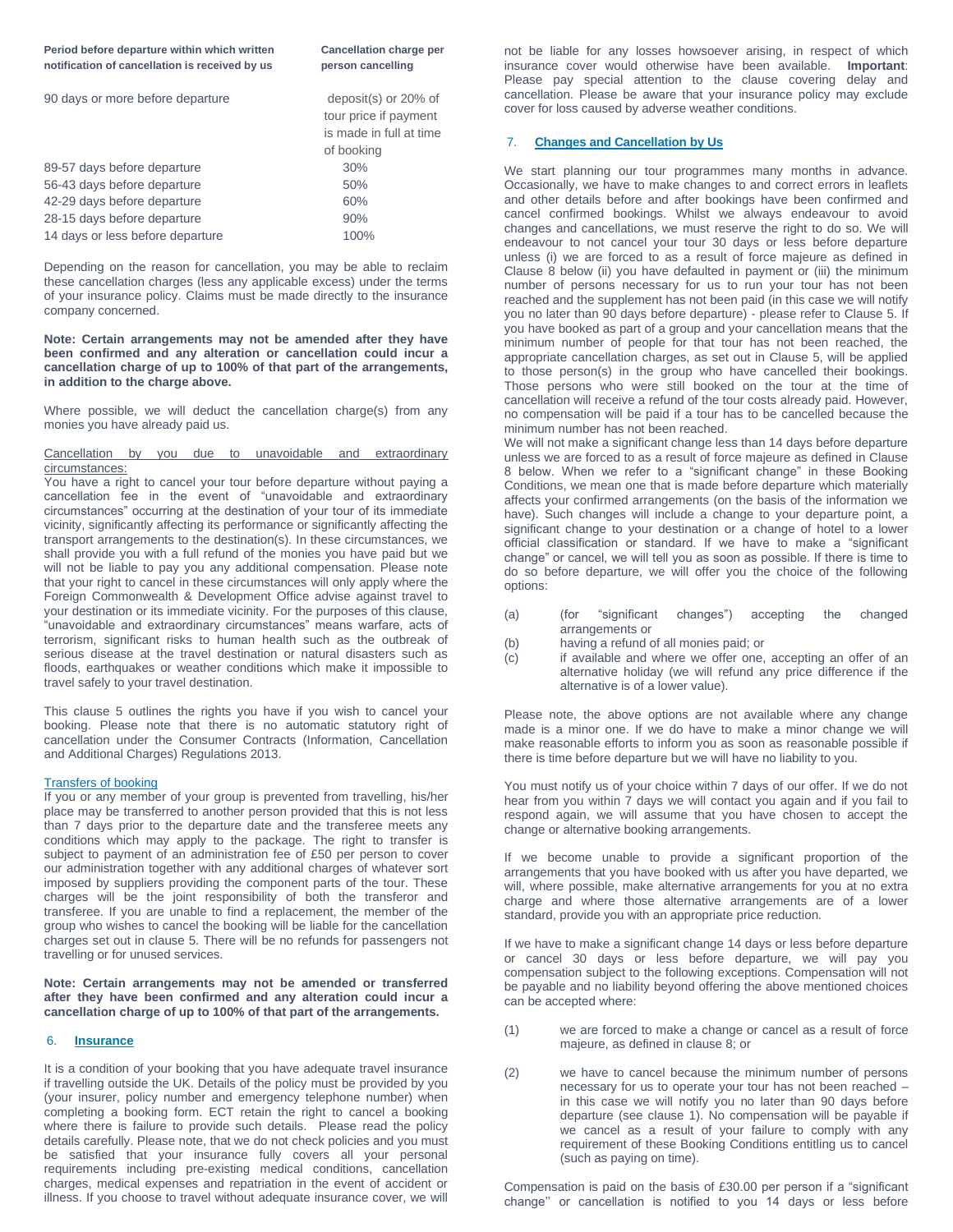| Period before departure within which written notification of cancellation is received by us | Cancellation charge per person cancelling |
| --- | --- |
| 90 days or more before departure | deposit(s) or 20% of tour price if payment is made in full at time of booking |
| 89-57 days before departure | 30% |
| 56-43 days before departure | 50% |
| 42-29 days before departure | 60% |
| 28-15 days before departure | 90% |
| 14 days or less before departure | 100% |

Depending on the reason for cancellation, you may be able to reclaim these cancellation charges (less any applicable excess) under the terms of your insurance policy. Claims must be made directly to the insurance company concerned.

**Note: Certain arrangements may not be amended after they have been confirmed and any alteration or cancellation could incur a cancellation charge of up to 100% of that part of the arrangements, in addition to the charge above.**

Where possible, we will deduct the cancellation charge(s) from any monies you have already paid us.

Cancellation by you due to unavoidable and extraordinary circumstances:

You have a right to cancel your tour before departure without paying a cancellation fee in the event of "unavoidable and extraordinary circumstances" occurring at the destination of your tour of its immediate vicinity, significantly affecting its performance or significantly affecting the transport arrangements to the destination(s). In these circumstances, we shall provide you with a full refund of the monies you have paid but we will not be liable to pay you any additional compensation. Please note that your right to cancel in these circumstances will only apply where the Foreign Commonwealth & Development Office advise against travel to your destination or its immediate vicinity. For the purposes of this clause, "unavoidable and extraordinary circumstances" means warfare, acts of terrorism, significant risks to human health such as the outbreak of serious disease at the travel destination or natural disasters such as floods, earthquakes or weather conditions which make it impossible to travel safely to your travel destination.

This clause 5 outlines the rights you have if you wish to cancel your booking. Please note that there is no automatic statutory right of cancellation under the Consumer Contracts (Information, Cancellation and Additional Charges) Regulations 2013.

Transfers of booking

If you or any member of your group is prevented from travelling, his/her place may be transferred to another person provided that this is not less than 7 days prior to the departure date and the transferee meets any conditions which may apply to the package. The right to transfer is subject to payment of an administration fee of £50 per person to cover our administration together with any additional charges of whatever sort imposed by suppliers providing the component parts of the tour. These charges will be the joint responsibility of both the transferor and transferee. If you are unable to find a replacement, the member of the group who wishes to cancel the booking will be liable for the cancellation charges set out in clause 5. There will be no refunds for passengers not travelling or for unused services.

**Note: Certain arrangements may not be amended or transferred after they have been confirmed and any alteration could incur a cancellation charge of up to 100% of that part of the arrangements.**

## 6. Insurance

It is a condition of your booking that you have adequate travel insurance if travelling outside the UK. Details of the policy must be provided by you (your insurer, policy number and emergency telephone number) when completing a booking form. ECT retain the right to cancel a booking where there is failure to provide such details. Please read the policy details carefully. Please note, that we do not check policies and you must be satisfied that your insurance fully covers all your personal requirements including pre-existing medical conditions, cancellation charges, medical expenses and repatriation in the event of accident or illness. If you choose to travel without adequate insurance cover, we will not be liable for any losses howsoever arising, in respect of which insurance cover would otherwise have been available. **Important**: Please pay special attention to the clause covering delay and cancellation. Please be aware that your insurance policy may exclude cover for loss caused by adverse weather conditions.

## 7. Changes and Cancellation by Us

We start planning our tour programmes many months in advance. Occasionally, we have to make changes to and correct errors in leaflets and other details before and after bookings have been confirmed and cancel confirmed bookings. Whilst we always endeavour to avoid changes and cancellations, we must reserve the right to do so. We will endeavour to not cancel your tour 30 days or less before departure unless (i) we are forced to as a result of force majeure as defined in Clause 8 below (ii) you have defaulted in payment or (iii) the minimum number of persons necessary for us to run your tour has not been reached and the supplement has not been paid (in this case we will notify you no later than 90 days before departure) - please refer to Clause 5. If you have booked as part of a group and your cancellation means that the minimum number of people for that tour has not been reached, the appropriate cancellation charges, as set out in Clause 5, will be applied to those person(s) in the group who have cancelled their bookings. Those persons who were still booked on the tour at the time of cancellation will receive a refund of the tour costs already paid. However, no compensation will be paid if a tour has to be cancelled because the minimum number has not been reached.

We will not make a significant change less than 14 days before departure unless we are forced to as a result of force majeure as defined in Clause 8 below. When we refer to a "significant change" in these Booking Conditions, we mean one that is made before departure which materially affects your confirmed arrangements (on the basis of the information we have). Such changes will include a change to your departure point, a significant change to your destination or a change of hotel to a lower official classification or standard. If we have to make a "significant change" or cancel, we will tell you as soon as possible. If there is time to do so before departure, we will offer you the choice of the following options:

(a) (for "significant changes") accepting the changed arrangements or
(b) having a refund of all monies paid; or
(c) if available and where we offer one, accepting an offer of an alternative holiday (we will refund any price difference if the alternative is of a lower value).

Please note, the above options are not available where any change made is a minor one. If we do have to make a minor change we will make reasonable efforts to inform you as soon as reasonable possible if there is time before departure but we will have no liability to you.

You must notify us of your choice within 7 days of our offer. If we do not hear from you within 7 days we will contact you again and if you fail to respond again, we will assume that you have chosen to accept the change or alternative booking arrangements.

If we become unable to provide a significant proportion of the arrangements that you have booked with us after you have departed, we will, where possible, make alternative arrangements for you at no extra charge and where those alternative arrangements are of a lower standard, provide you with an appropriate price reduction.

If we have to make a significant change 14 days or less before departure or cancel 30 days or less before departure, we will pay you compensation subject to the following exceptions. Compensation will not be payable and no liability beyond offering the above mentioned choices can be accepted where:

(1) we are forced to make a change or cancel as a result of force majeure, as defined in clause 8; or

(2) we have to cancel because the minimum number of persons necessary for us to operate your tour has not been reached – in this case we will notify you no later than 90 days before departure (see clause 1). No compensation will be payable if we cancel as a result of your failure to comply with any requirement of these Booking Conditions entitling us to cancel (such as paying on time).

Compensation is paid on the basis of £30.00 per person if a "significant change'' or cancellation is notified to you 14 days or less before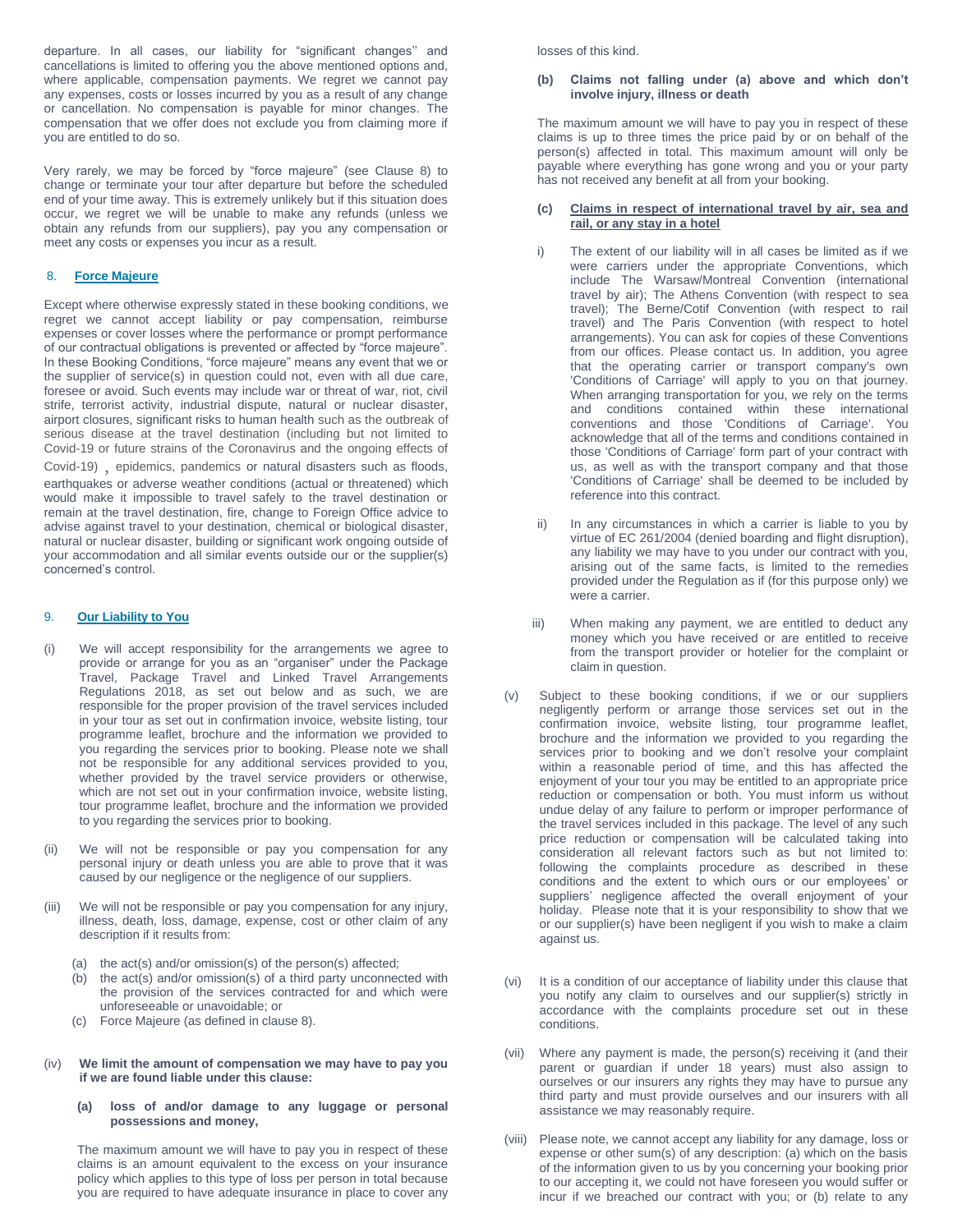departure. In all cases, our liability for "significant changes'' and cancellations is limited to offering you the above mentioned options and, where applicable, compensation payments. We regret we cannot pay any expenses, costs or losses incurred by you as a result of any change or cancellation. No compensation is payable for minor changes. The compensation that we offer does not exclude you from claiming more if you are entitled to do so.

Very rarely, we may be forced by "force majeure" (see Clause 8) to change or terminate your tour after departure but before the scheduled end of your time away. This is extremely unlikely but if this situation does occur, we regret we will be unable to make any refunds (unless we obtain any refunds from our suppliers), pay you any compensation or meet any costs or expenses you incur as a result.

## 8. Force Majeure

Except where otherwise expressly stated in these booking conditions, we regret we cannot accept liability or pay compensation, reimburse expenses or cover losses where the performance or prompt performance of our contractual obligations is prevented or affected by "force majeure". In these Booking Conditions, "force majeure" means any event that we or the supplier of service(s) in question could not, even with all due care, foresee or avoid. Such events may include war or threat of war, riot, civil strife, terrorist activity, industrial dispute, natural or nuclear disaster, airport closures, significant risks to human health such as the outbreak of serious disease at the travel destination (including but not limited to Covid-19 or future strains of the Coronavirus and the ongoing effects of Covid-19) , epidemics, pandemics or natural disasters such as floods, earthquakes or adverse weather conditions (actual or threatened) which would make it impossible to travel safely to the travel destination or remain at the travel destination, fire, change to Foreign Office advice to advise against travel to your destination, chemical or biological disaster, natural or nuclear disaster, building or significant work ongoing outside of your accommodation and all similar events outside our or the supplier(s) concerned's control.

## 9. Our Liability to You

(i) We will accept responsibility for the arrangements we agree to provide or arrange for you as an "organiser" under the Package Travel, Package Travel and Linked Travel Arrangements Regulations 2018, as set out below and as such, we are responsible for the proper provision of the travel services included in your tour as set out in confirmation invoice, website listing, tour programme leaflet, brochure and the information we provided to you regarding the services prior to booking. Please note we shall not be responsible for any additional services provided to you, whether provided by the travel service providers or otherwise, which are not set out in your confirmation invoice, website listing, tour programme leaflet, brochure and the information we provided to you regarding the services prior to booking.

(ii) We will not be responsible or pay you compensation for any personal injury or death unless you are able to prove that it was caused by our negligence or the negligence of our suppliers.

(iii) We will not be responsible or pay you compensation for any injury, illness, death, loss, damage, expense, cost or other claim of any description if it results from:

(a) the act(s) and/or omission(s) of the person(s) affected;
(b) the act(s) and/or omission(s) of a third party unconnected with the provision of the services contracted for and which were unforeseeable or unavoidable; or
(c) Force Majeure (as defined in clause 8).

(iv) **We limit the amount of compensation we may have to pay you if we are found liable under this clause:**

**(a) loss of and/or damage to any luggage or personal possessions and money,**

The maximum amount we will have to pay you in respect of these claims is an amount equivalent to the excess on your insurance policy which applies to this type of loss per person in total because you are required to have adequate insurance in place to cover any losses of this kind.

**(b) Claims not falling under (a) above and which don't involve injury, illness or death**

The maximum amount we will have to pay you in respect of these claims is up to three times the price paid by or on behalf of the person(s) affected in total. This maximum amount will only be payable where everything has gone wrong and you or your party has not received any benefit at all from your booking.

**(c) Claims in respect of international travel by air, sea and rail, or any stay in a hotel**

i) The extent of our liability will in all cases be limited as if we were carriers under the appropriate Conventions, which include The Warsaw/Montreal Convention (international travel by air); The Athens Convention (with respect to sea travel); The Berne/Cotif Convention (with respect to rail travel) and The Paris Convention (with respect to hotel arrangements). You can ask for copies of these Conventions from our offices. Please contact us. In addition, you agree that the operating carrier or transport company's own 'Conditions of Carriage' will apply to you on that journey. When arranging transportation for you, we rely on the terms and conditions contained within these international conventions and those 'Conditions of Carriage'. You acknowledge that all of the terms and conditions contained in those 'Conditions of Carriage' form part of your contract with us, as well as with the transport company and that those 'Conditions of Carriage' shall be deemed to be included by reference into this contract.

ii) In any circumstances in which a carrier is liable to you by virtue of EC 261/2004 (denied boarding and flight disruption), any liability we may have to you under our contract with you, arising out of the same facts, is limited to the remedies provided under the Regulation as if (for this purpose only) we were a carrier.

iii) When making any payment, we are entitled to deduct any money which you have received or are entitled to receive from the transport provider or hotelier for the complaint or claim in question.

(v) Subject to these booking conditions, if we or our suppliers negligently perform or arrange those services set out in the confirmation invoice, website listing, tour programme leaflet, brochure and the information we provided to you regarding the services prior to booking and we don't resolve your complaint within a reasonable period of time, and this has affected the enjoyment of your tour you may be entitled to an appropriate price reduction or compensation or both. You must inform us without undue delay of any failure to perform or improper performance of the travel services included in this package. The level of any such price reduction or compensation will be calculated taking into consideration all relevant factors such as but not limited to: following the complaints procedure as described in these conditions and the extent to which ours or our employees' or suppliers' negligence affected the overall enjoyment of your holiday. Please note that it is your responsibility to show that we or our supplier(s) have been negligent if you wish to make a claim against us.

(vi) It is a condition of our acceptance of liability under this clause that you notify any claim to ourselves and our supplier(s) strictly in accordance with the complaints procedure set out in these conditions.

(vii) Where any payment is made, the person(s) receiving it (and their parent or guardian if under 18 years) must also assign to ourselves or our insurers any rights they may have to pursue any third party and must provide ourselves and our insurers with all assistance we may reasonably require.

(viii) Please note, we cannot accept any liability for any damage, loss or expense or other sum(s) of any description: (a) which on the basis of the information given to us by you concerning your booking prior to our accepting it, we could not have foreseen you would suffer or incur if we breached our contract with you; or (b) relate to any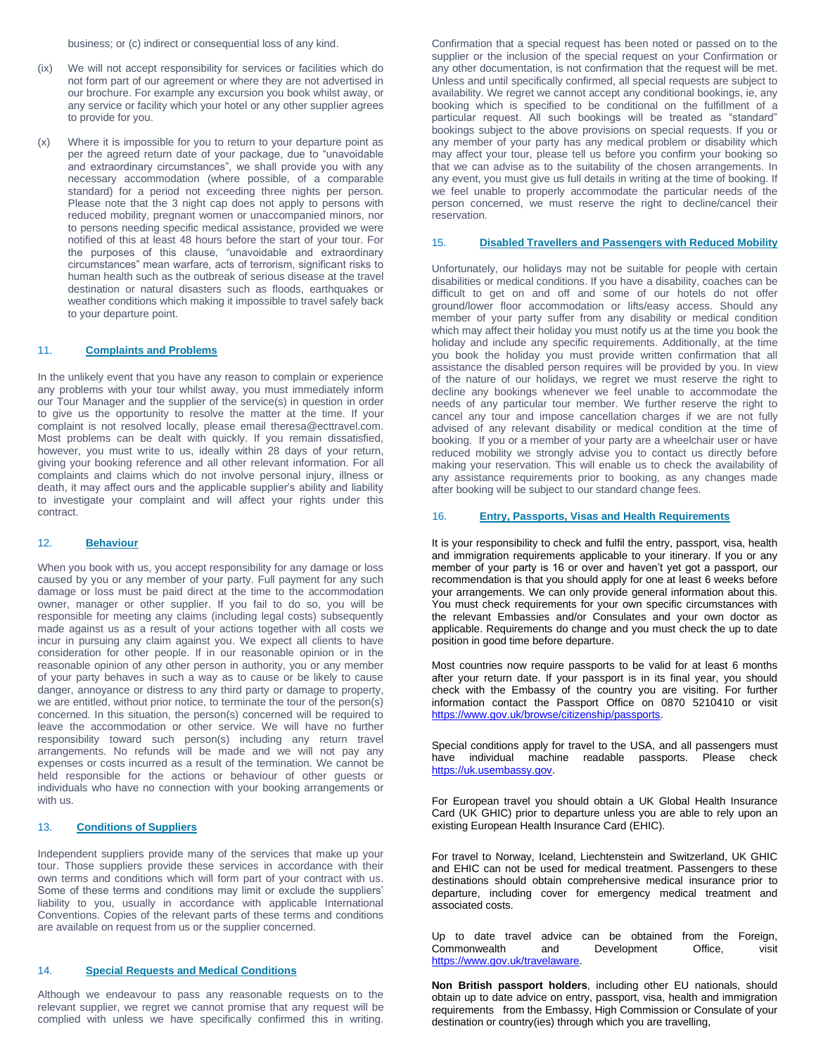business; or (c) indirect or consequential loss of any kind.

(ix) We will not accept responsibility for services or facilities which do not form part of our agreement or where they are not advertised in our brochure. For example any excursion you book whilst away, or any service or facility which your hotel or any other supplier agrees to provide for you.

(x) Where it is impossible for you to return to your departure point as per the agreed return date of your package, due to "unavoidable and extraordinary circumstances", we shall provide you with any necessary accommodation (where possible, of a comparable standard) for a period not exceeding three nights per person. Please note that the 3 night cap does not apply to persons with reduced mobility, pregnant women or unaccompanied minors, nor to persons needing specific medical assistance, provided we were notified of this at least 48 hours before the start of your tour. For the purposes of this clause, "unavoidable and extraordinary circumstances" mean warfare, acts of terrorism, significant risks to human health such as the outbreak of serious disease at the travel destination or natural disasters such as floods, earthquakes or weather conditions which making it impossible to travel safely back to your departure point.

## 11. Complaints and Problems

In the unlikely event that you have any reason to complain or experience any problems with your tour whilst away, you must immediately inform our Tour Manager and the supplier of the service(s) in question in order to give us the opportunity to resolve the matter at the time. If your complaint is not resolved locally, please email theresa@ecttravel.com. Most problems can be dealt with quickly. If you remain dissatisfied, however, you must write to us, ideally within 28 days of your return, giving your booking reference and all other relevant information. For all complaints and claims which do not involve personal injury, illness or death, it may affect ours and the applicable supplier's ability and liability to investigate your complaint and will affect your rights under this contract.

## 12. Behaviour

When you book with us, you accept responsibility for any damage or loss caused by you or any member of your party. Full payment for any such damage or loss must be paid direct at the time to the accommodation owner, manager or other supplier. If you fail to do so, you will be responsible for meeting any claims (including legal costs) subsequently made against us as a result of your actions together with all costs we incur in pursuing any claim against you. We expect all clients to have consideration for other people. If in our reasonable opinion or in the reasonable opinion of any other person in authority, you or any member of your party behaves in such a way as to cause or be likely to cause danger, annoyance or distress to any third party or damage to property, we are entitled, without prior notice, to terminate the tour of the person(s) concerned. In this situation, the person(s) concerned will be required to leave the accommodation or other service. We will have no further responsibility toward such person(s) including any return travel arrangements. No refunds will be made and we will not pay any expenses or costs incurred as a result of the termination. We cannot be held responsible for the actions or behaviour of other guests or individuals who have no connection with your booking arrangements or with us.

## 13. Conditions of Suppliers

Independent suppliers provide many of the services that make up your tour. Those suppliers provide these services in accordance with their own terms and conditions which will form part of your contract with us. Some of these terms and conditions may limit or exclude the suppliers' liability to you, usually in accordance with applicable International Conventions. Copies of the relevant parts of these terms and conditions are available on request from us or the supplier concerned.

## 14. Special Requests and Medical Conditions

Although we endeavour to pass any reasonable requests on to the relevant supplier, we regret we cannot promise that any request will be complied with unless we have specifically confirmed this in writing. Confirmation that a special request has been noted or passed on to the supplier or the inclusion of the special request on your Confirmation or any other documentation, is not confirmation that the request will be met. Unless and until specifically confirmed, all special requests are subject to availability. We regret we cannot accept any conditional bookings, ie, any booking which is specified to be conditional on the fulfillment of a particular request. All such bookings will be treated as "standard" bookings subject to the above provisions on special requests. If you or any member of your party has any medical problem or disability which may affect your tour, please tell us before you confirm your booking so that we can advise as to the suitability of the chosen arrangements. In any event, you must give us full details in writing at the time of booking. If we feel unable to properly accommodate the particular needs of the person concerned, we must reserve the right to decline/cancel their reservation.

## 15. Disabled Travellers and Passengers with Reduced Mobility

Unfortunately, our holidays may not be suitable for people with certain disabilities or medical conditions. If you have a disability, coaches can be difficult to get on and off and some of our hotels do not offer ground/lower floor accommodation or lifts/easy access. Should any member of your party suffer from any disability or medical condition which may affect their holiday you must notify us at the time you book the holiday and include any specific requirements. Additionally, at the time you book the holiday you must provide written confirmation that all assistance the disabled person requires will be provided by you. In view of the nature of our holidays, we regret we must reserve the right to decline any bookings whenever we feel unable to accommodate the needs of any particular tour member. We further reserve the right to cancel any tour and impose cancellation charges if we are not fully advised of any relevant disability or medical condition at the time of booking. If you or a member of your party are a wheelchair user or have reduced mobility we strongly advise you to contact us directly before making your reservation. This will enable us to check the availability of any assistance requirements prior to booking, as any changes made after booking will be subject to our standard change fees.

## 16. Entry, Passports, Visas and Health Requirements

It is your responsibility to check and fulfil the entry, passport, visa, health and immigration requirements applicable to your itinerary. If you or any member of your party is 16 or over and haven't yet got a passport, our recommendation is that you should apply for one at least 6 weeks before your arrangements. We can only provide general information about this. You must check requirements for your own specific circumstances with the relevant Embassies and/or Consulates and your own doctor as applicable. Requirements do change and you must check the up to date position in good time before departure.

Most countries now require passports to be valid for at least 6 months after your return date. If your passport is in its final year, you should check with the Embassy of the country you are visiting. For further information contact the Passport Office on 0870 5210410 or visit https://www.gov.uk/browse/citizenship/passports.

Special conditions apply for travel to the USA, and all passengers must have individual machine readable passports. Please check https://uk.usembassy.gov.

For European travel you should obtain a UK Global Health Insurance Card (UK GHIC) prior to departure unless you are able to rely upon an existing European Health Insurance Card (EHIC).

For travel to Norway, Iceland, Liechtenstein and Switzerland, UK GHIC and EHIC can not be used for medical treatment. Passengers to these destinations should obtain comprehensive medical insurance prior to departure, including cover for emergency medical treatment and associated costs.

Up to date travel advice can be obtained from the Foreign, Commonwealth and Development Office, visit https://www.gov.uk/travelaware.

**Non British passport holders**, including other EU nationals, should obtain up to date advice on entry, passport, visa, health and immigration requirements from the Embassy, High Commission or Consulate of your destination or country(ies) through which you are travelling,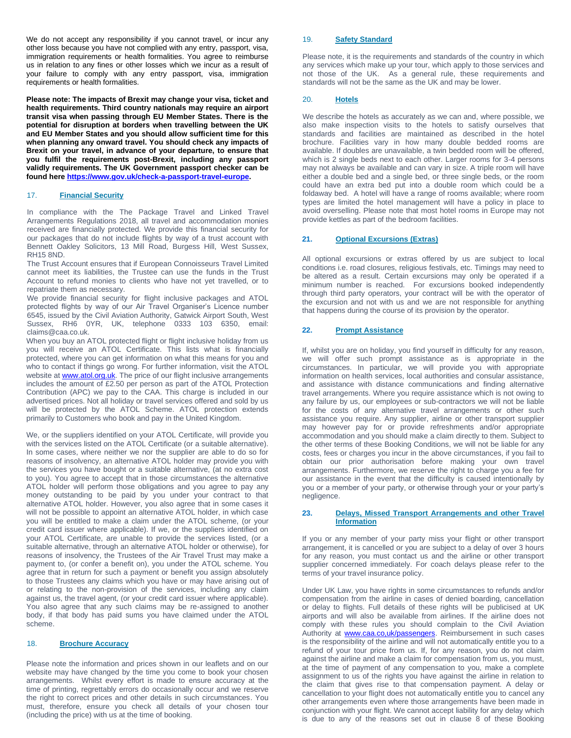We do not accept any responsibility if you cannot travel, or incur any other loss because you have not complied with any entry, passport, visa, immigration requirements or health formalities. You agree to reimburse us in relation to any fines or other losses which we incur as a result of your failure to comply with any entry passport, visa, immigration requirements or health formalities.

**Please note: The impacts of Brexit may change your visa, ticket and health requirements. Third country nationals may require an airport transit visa when passing through EU Member States. There is the potential for disruption at borders when travelling between the UK and EU Member States and you should allow sufficient time for this when planning any onward travel. You should check any impacts of Brexit on your travel, in advance of your departure, to ensure that you fulfil the requirements post-Brexit, including any passport validly requirements. The UK Government passport checker can be found here [https://www.gov.uk/check-a-passport-travel-europe](https://www.gov.uk/check-a-passport-travel-europe).**

## 17. Financial Security

In compliance with the The Package Travel and Linked Travel Arrangements Regulations 2018, all travel and accommodation monies received are financially protected. We provide this financial security for our packages that do not include flights by way of a trust account with Bennett Oakley Solicitors, 13 Mill Road, Burgess Hill, West Sussex, RH15 8ND.

The Trust Account ensures that if European Connoisseurs Travel Limited cannot meet its liabilities, the Trustee can use the funds in the Trust Account to refund monies to clients who have not yet travelled, or to repatriate them as necessary.

We provide financial security for flight inclusive packages and ATOL protected flights by way of our Air Travel Organiser's Licence number 6545, issued by the Civil Aviation Authority, Gatwick Airport South, West Sussex, RH6 0YR, UK, telephone 0333 103 6350, email: claims@caa.co.uk.

When you buy an ATOL protected flight or flight inclusive holiday from us you will receive an ATOL Certificate. This lists what is financially protected, where you can get information on what this means for you and who to contact if things go wrong. For further information, visit the ATOL website at [www.atol.org.uk](http://www.atol.org.uk). The price of our flight inclusive arrangements includes the amount of £2.50 per person as part of the ATOL Protection Contribution (APC) we pay to the CAA. This charge is included in our advertised prices. Not all holiday or travel services offered and sold by us will be protected by the ATOL Scheme. ATOL protection extends primarily to Customers who book and pay in the United Kingdom.

We, or the suppliers identified on your ATOL Certificate, will provide you with the services listed on the ATOL Certificate (or a suitable alternative). In some cases, where neither we nor the supplier are able to do so for reasons of insolvency, an alternative ATOL holder may provide you with the services you have bought or a suitable alternative, (at no extra cost to you). You agree to accept that in those circumstances the alternative ATOL holder will perform those obligations and you agree to pay any money outstanding to be paid by you under your contract to that alternative ATOL holder. However, you also agree that in some cases it will not be possible to appoint an alternative ATOL holder, in which case you will be entitled to make a claim under the ATOL scheme, (or your credit card issuer where applicable). If we, or the suppliers identified on your ATOL Certificate, are unable to provide the services listed, (or a suitable alternative, through an alternative ATOL holder or otherwise), for reasons of insolvency, the Trustees of the Air Travel Trust may make a payment to, (or confer a benefit on), you under the ATOL scheme. You agree that in return for such a payment or benefit you assign absolutely to those Trustees any claims which you have or may have arising out of or relating to the non-provision of the services, including any claim against us, the travel agent, (or your credit card issuer where applicable). You also agree that any such claims may be re-assigned to another body, if that body has paid sums you have claimed under the ATOL scheme.

## 18. Brochure Accuracy

Please note the information and prices shown in our leaflets and on our website may have changed by the time you come to book your chosen arrangements. Whilst every effort is made to ensure accuracy at the time of printing, regrettably errors do occasionally occur and we reserve the right to correct prices and other details in such circumstances. You must, therefore, ensure you check all details of your chosen tour (including the price) with us at the time of booking.

## 19. Safety Standard

Please note, it is the requirements and standards of the country in which any services which make up your tour, which apply to those services and not those of the UK. As a general rule, these requirements and standards will not be the same as the UK and may be lower.

## 20. Hotels

We describe the hotels as accurately as we can and, where possible, we also make inspection visits to the hotels to satisfy ourselves that standards and facilities are maintained as described in the hotel brochure. Facilities vary in how many double bedded rooms are available. If doubles are unavailable, a twin bedded room will be offered, which is 2 single beds next to each other. Larger rooms for 3-4 persons may not always be available and can vary in size. A triple room will have either a double bed and a single bed, or three single beds, or the room could have an extra bed put into a double room which could be a foldaway bed. A hotel will have a range of rooms available; where room types are limited the hotel management will have a policy in place to avoid overselling. Please note that most hotel rooms in Europe may not provide kettles as part of the bedroom facilities.

## 21. Optional Excursions (Extras)

All optional excursions or extras offered by us are subject to local conditions i.e. road closures, religious festivals, etc. Timings may need to be altered as a result. Certain excursions may only be operated if a minimum number is reached. For excursions booked independently through third party operators, your contract will be with the operator of the excursion and not with us and we are not responsible for anything that happens during the course of its provision by the operator.

## 22. Prompt Assistance

If, whilst you are on holiday, you find yourself in difficulty for any reason, we will offer such prompt assistance as is appropriate in the circumstances. In particular, we will provide you with appropriate information on health services, local authorities and consular assistance, and assistance with distance communications and finding alternative travel arrangements. Where you require assistance which is not owing to any failure by us, our employees or sub-contractors we will not be liable for the costs of any alternative travel arrangements or other such assistance you require. Any supplier, airline or other transport supplier may however pay for or provide refreshments and/or appropriate accommodation and you should make a claim directly to them. Subject to the other terms of these Booking Conditions, we will not be liable for any costs, fees or charges you incur in the above circumstances, if you fail to obtain our prior authorisation before making your own travel arrangements. Furthermore, we reserve the right to charge you a fee for our assistance in the event that the difficulty is caused intentionally by you or a member of your party, or otherwise through your or your party's negligence.

## 23. Delays, Missed Transport Arrangements and other Travel Information

If you or any member of your party miss your flight or other transport arrangement, it is cancelled or you are subject to a delay of over 3 hours for any reason, you must contact us and the airline or other transport supplier concerned immediately. For coach delays please refer to the terms of your travel insurance policy.

Under UK Law, you have rights in some circumstances to refunds and/or compensation from the airline in cases of denied boarding, cancellation or delay to flights. Full details of these rights will be publicised at UK airports and will also be available from airlines. If the airline does not comply with these rules you should complain to the Civil Aviation Authority at [www.caa.co,uk/passengers](http://www.caa.co.uk/passengers). Reimbursement in such cases is the responsibility of the airline and will not automatically entitle you to a refund of your tour price from us. If, for any reason, you do not claim against the airline and make a claim for compensation from us, you must, at the time of payment of any compensation to you, make a complete assignment to us of the rights you have against the airline in relation to the claim that gives rise to that compensation payment. A delay or cancellation to your flight does not automatically entitle you to cancel any other arrangements even where those arrangements have been made in conjunction with your flight. We cannot accept liability for any delay which is due to any of the reasons set out in clause 8 of these Booking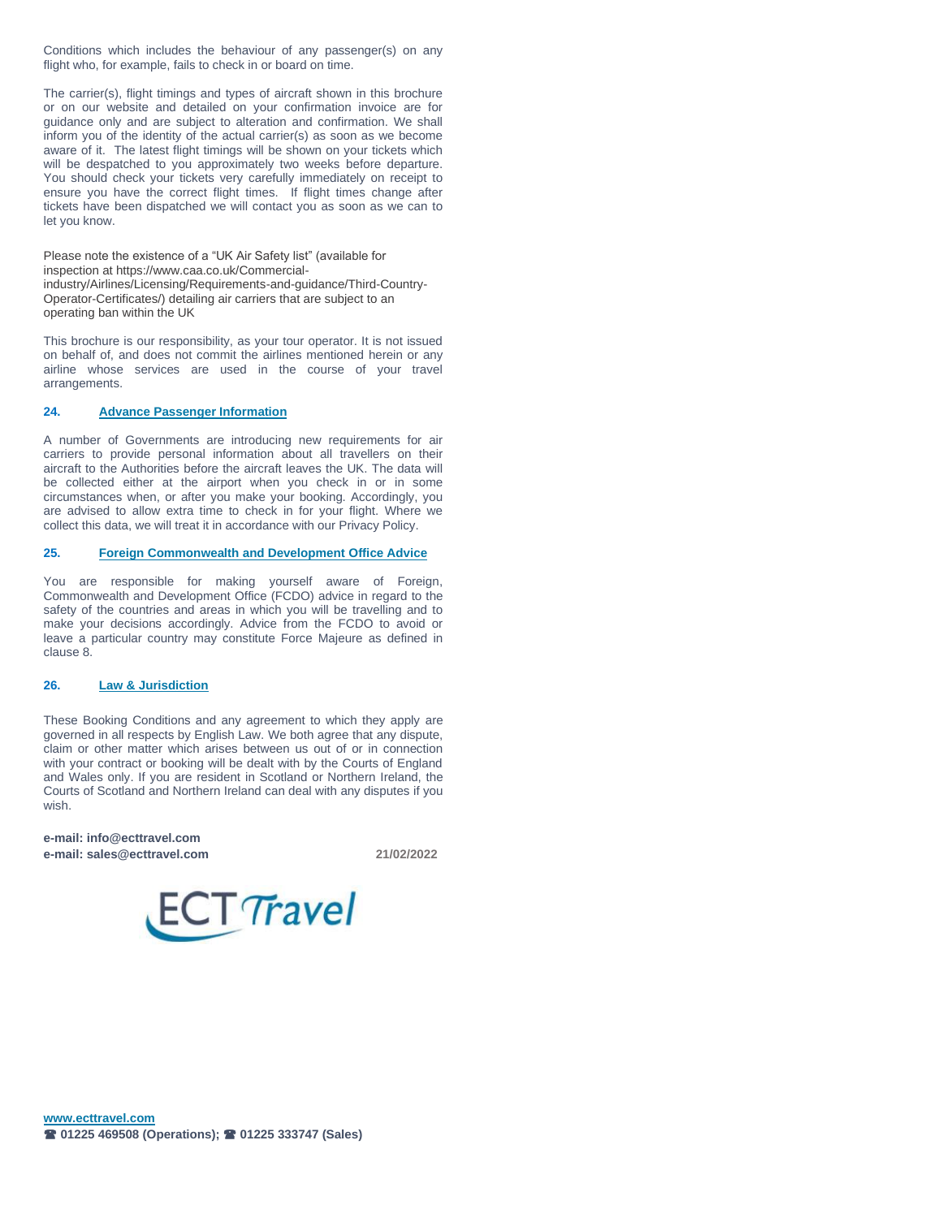Conditions which includes the behaviour of any passenger(s) on any flight who, for example, fails to check in or board on time.

The carrier(s), flight timings and types of aircraft shown in this brochure or on our website and detailed on your confirmation invoice are for guidance only and are subject to alteration and confirmation. We shall inform you of the identity of the actual carrier(s) as soon as we become aware of it. The latest flight timings will be shown on your tickets which will be despatched to you approximately two weeks before departure. You should check your tickets very carefully immediately on receipt to ensure you have the correct flight times. If flight times change after tickets have been dispatched we will contact you as soon as we can to let you know.

Please note the existence of a "UK Air Safety list" (available for inspection at https://www.caa.co.uk/Commercial-industry/Airlines/Licensing/Requirements-and-guidance/Third-Country-Operator-Certificates/) detailing air carriers that are subject to an operating ban within the UK

This brochure is our responsibility, as your tour operator. It is not issued on behalf of, and does not commit the airlines mentioned herein or any airline whose services are used in the course of your travel arrangements.

**24. Advance Passenger Information**

A number of Governments are introducing new requirements for air carriers to provide personal information about all travellers on their aircraft to the Authorities before the aircraft leaves the UK. The data will be collected either at the airport when you check in or in some circumstances when, or after you make your booking. Accordingly, you are advised to allow extra time to check in for your flight. Where we collect this data, we will treat it in accordance with our Privacy Policy.

**25. Foreign Commonwealth and Development Office Advice**

You are responsible for making yourself aware of Foreign, Commonwealth and Development Office (FCDO) advice in regard to the safety of the countries and areas in which you will be travelling and to make your decisions accordingly. Advice from the FCDO to avoid or leave a particular country may constitute Force Majeure as defined in clause 8.

**26. Law & Jurisdiction**

These Booking Conditions and any agreement to which they apply are governed in all respects by English Law. We both agree that any dispute, claim or other matter which arises between us out of or in connection with your contract or booking will be dealt with by the Courts of England and Wales only. If you are resident in Scotland or Northern Ireland, the Courts of Scotland and Northern Ireland can deal with any disputes if you wish.

**e-mail: info@ecttravel.com**
**e-mail: sales@ecttravel.com** **21/02/2022**

ECT Travel

**www.ecttravel.com**
**☎ 01225 469508 (Operations); ☎ 01225 333747 (Sales)**